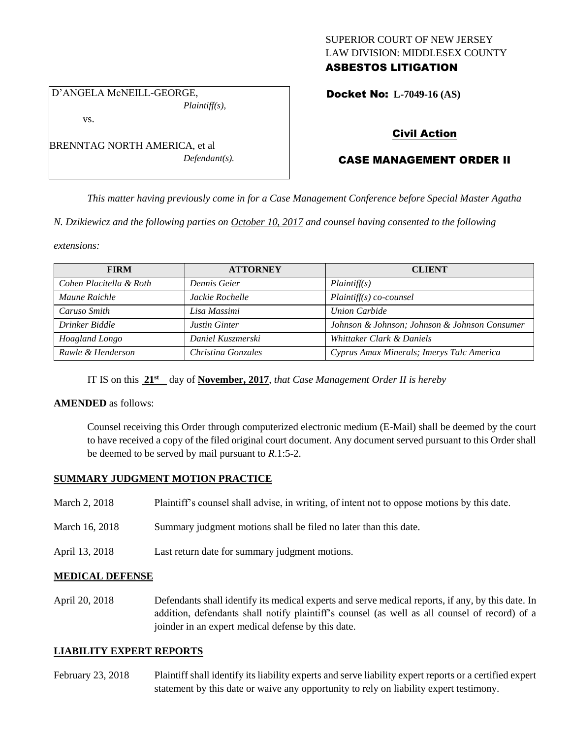SUPERIOR COURT OF NEW JERSEY
LAW DIVISION: MIDDLESEX COUNTY
**ASBESTOS LITIGATION**

D'ANGELA McNEILL-GEORGE,
*Plaintiff(s),*

vs.

BRENNTAG NORTH AMERICA, et al
*Defendant(s).*

**Docket No: L-7049-16 (AS)**

**Civil Action**

**CASE MANAGEMENT ORDER II**

*This matter having previously come in for a Case Management Conference before Special Master Agatha N. Dzikiewicz and the following parties on October 10, 2017 and counsel having consented to the following extensions:*

| FIRM | ATTORNEY | CLIENT |
|---|---|---|
| *Cohen Placitella & Roth* | *Dennis Geier* | *Plaintiff(s)* |
| *Maune Raichle* | *Jackie Rochelle* | *Plaintiff(s) co-counsel* |
| *Caruso Smith* | *Lisa Massimi* | *Union Carbide* |
| *Drinker Biddle* | *Justin Ginter* | *Johnson & Johnson; Johnson & Johnson Consumer* |
| *Hoagland Longo* | *Daniel Kuszmerski* | *Whittaker Clark & Daniels* |
| *Rawle & Henderson* | *Christina Gonzales* | *Cyprus Amax Minerals; Imerys Talc America* |

IT IS on this **21st** day of **November, 2017**, *that Case Management Order II is hereby*

**AMENDED** as follows:

Counsel receiving this Order through computerized electronic medium (E-Mail) shall be deemed by the court to have received a copy of the filed original court document. Any document served pursuant to this Order shall be deemed to be served by mail pursuant to *R*.1:5-2.

## SUMMARY JUDGMENT MOTION PRACTICE

March 2, 2018 — Plaintiff's counsel shall advise, in writing, of intent not to oppose motions by this date.

March 16, 2018 — Summary judgment motions shall be filed no later than this date.

April 13, 2018 — Last return date for summary judgment motions.

## MEDICAL DEFENSE

April 20, 2018 — Defendants shall identify its medical experts and serve medical reports, if any, by this date. In addition, defendants shall notify plaintiff's counsel (as well as all counsel of record) of a joinder in an expert medical defense by this date.

## LIABILITY EXPERT REPORTS

February 23, 2018 — Plaintiff shall identify its liability experts and serve liability expert reports or a certified expert statement by this date or waive any opportunity to rely on liability expert testimony.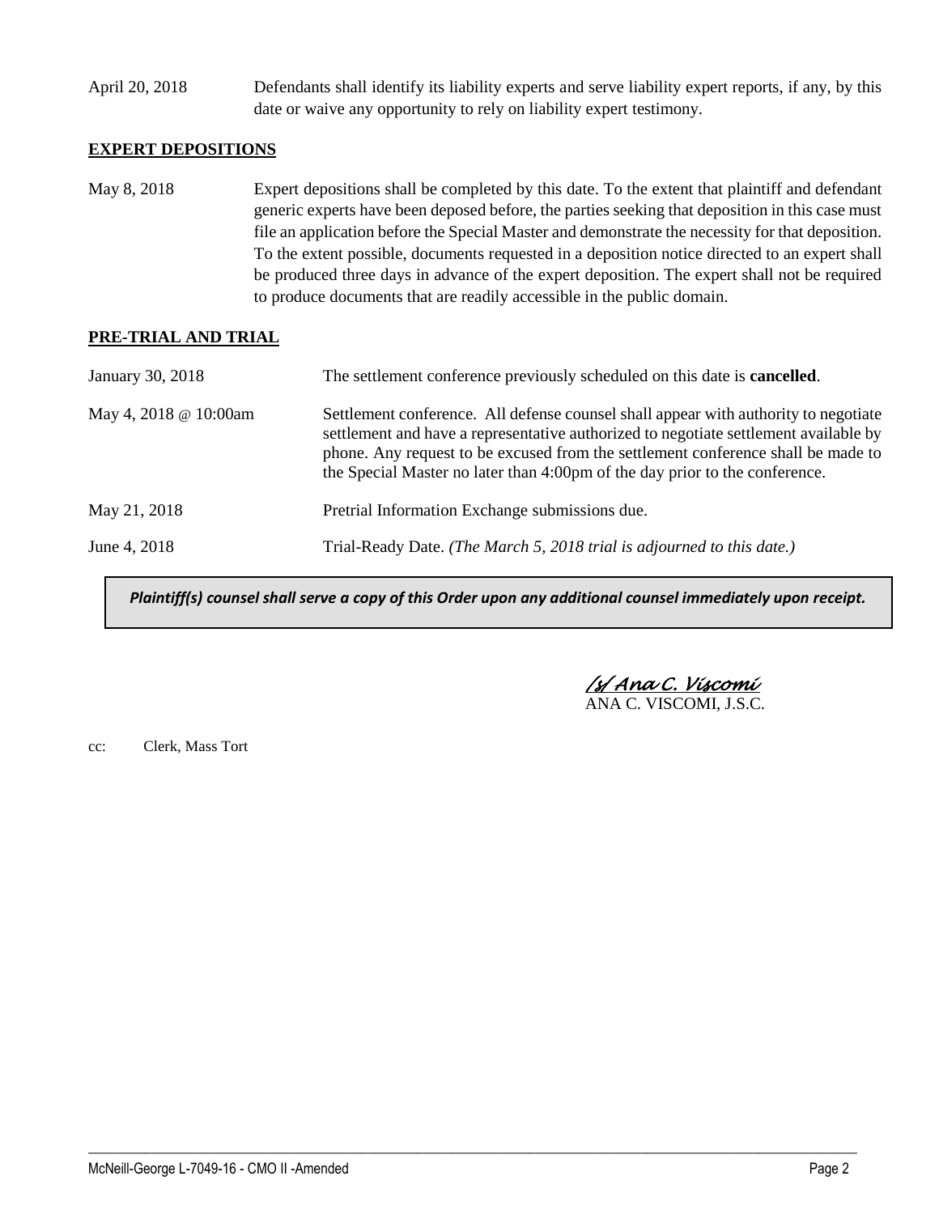| | |
|---|---|
| April 20, 2018 | Defendants shall identify its liability experts and serve liability expert reports, if any, by this date or waive any opportunity to rely on liability expert testimony. |

## EXPERT DEPOSITIONS

| | |
|---|---|
| May 8, 2018 | Expert depositions shall be completed by this date. To the extent that plaintiff and defendant generic experts have been deposed before, the parties seeking that deposition in this case must file an application before the Special Master and demonstrate the necessity for that deposition. To the extent possible, documents requested in a deposition notice directed to an expert shall be produced three days in advance of the expert deposition. The expert shall not be required to produce documents that are readily accessible in the public domain. |

## PRE-TRIAL AND TRIAL

| | |
|---|---|
| January 30, 2018 | The settlement conference previously scheduled on this date is **cancelled**. |
| May 4, 2018 @ 10:00am | Settlement conference. All defense counsel shall appear with authority to negotiate settlement and have a representative authorized to negotiate settlement available by phone. Any request to be excused from the settlement conference shall be made to the Special Master no later than 4:00pm of the day prior to the conference. |
| May 21, 2018 | Pretrial Information Exchange submissions due. |
| June 4, 2018 | Trial-Ready Date. *(The March 5, 2018 trial is adjourned to this date.)* |

***Plaintiff(s) counsel shall serve a copy of this Order upon any additional counsel immediately upon receipt.***

*/s/ Ana C. Viscomi*
ANA C. VISCOMI, J.S.C.

cc: Clerk, Mass Tort

McNeill-George L-7049-16 - CMO II -Amended